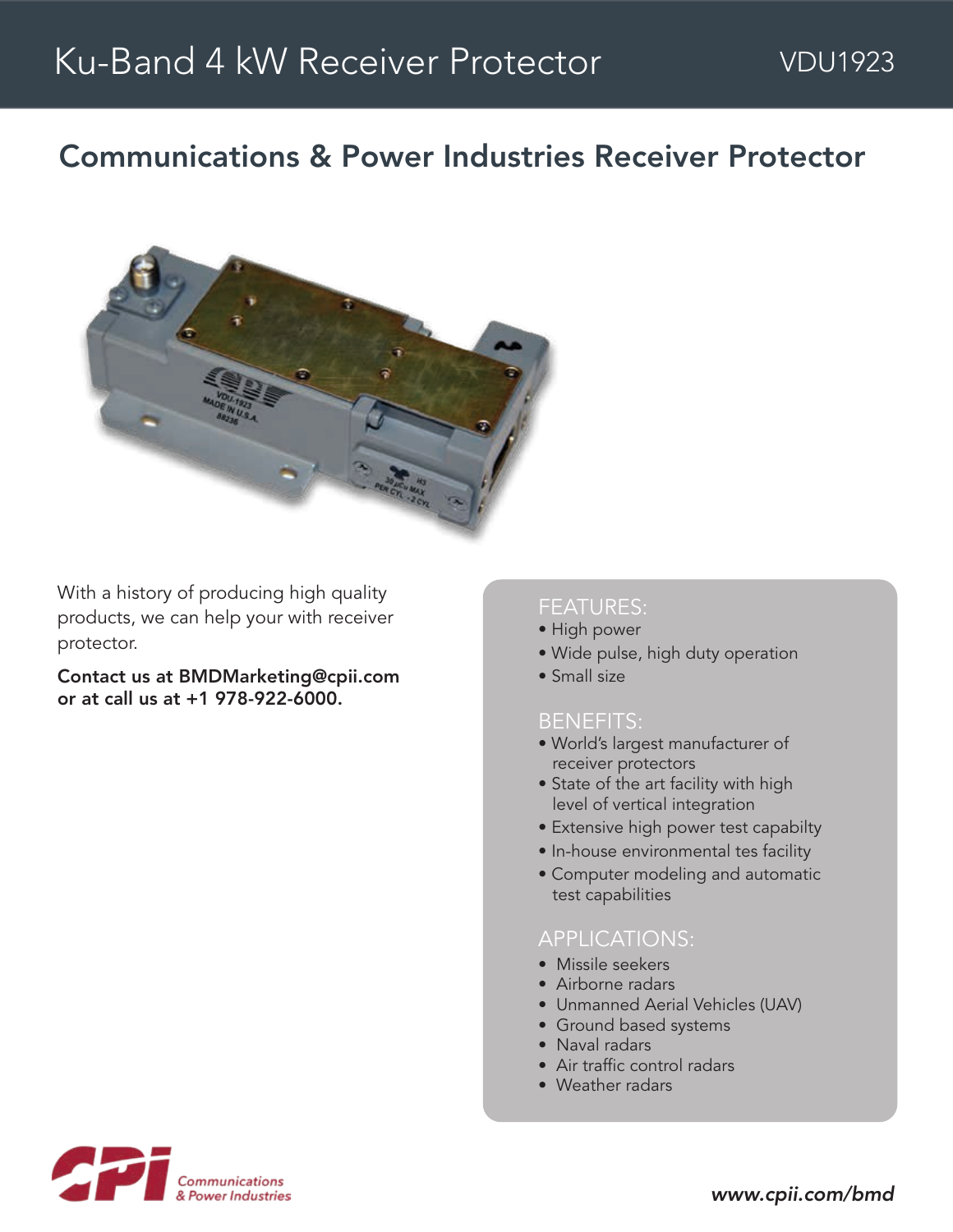# Ku-Band 4 kW Receiver Protector

VDU1923

## Communications & Power Industries Receiver Protector

With a history of producing high quality products, we can help your with receiver protector.

**Contact us at BMDMarketing@cpii.com or at call us at +1 978-922-6000.**

### FEATURES:

- High power
- Wide pulse, high duty operation
- Small size

### BENEFITS:

- World's largest manufacturer of receiver protectors
- State of the art facility with high level of vertical integration
- Extensive high power test capabilty
- In-house environmental tes facility
- Computer modeling and automatic test capabilities

### APPLICATIONS:

- Missile seekers
- Airborne radars
- Unmanned Aerial Vehicles (UAV)
- Ground based systems
- Naval radars
- Air traffic control radars
- Weather radars

*www.cpii.com/bmd*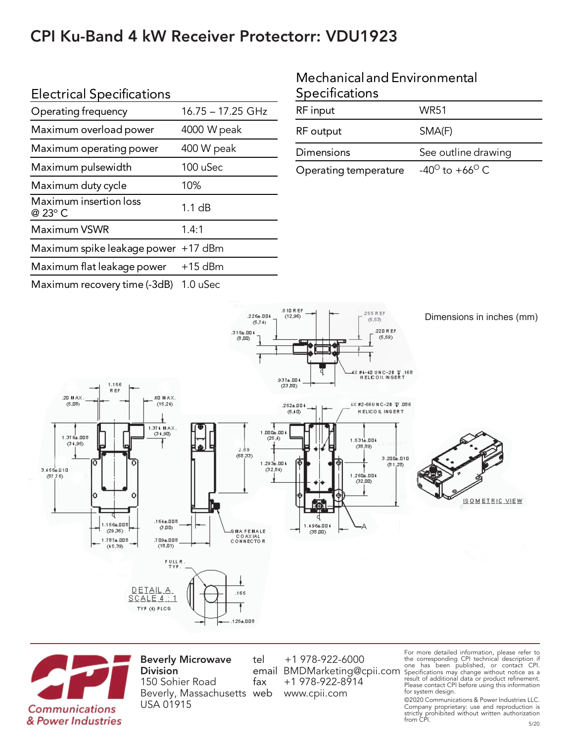# CPI Ku-Band 4 kW Receiver Protectorr: VDU1923

## Electrical Specifications

| | |
|---|---|
| Operating frequency | 16.75 – 17.25 GHz |
| Maximum overload power | 4000 W peak |
| Maximum operating power | 400 W peak |
| Maximum pulsewidth | 100 uSec |
| Maximum duty cycle | 10% |
| Maximum insertion loss @ 23° C | 1.1 dB |
| Maximum VSWR | 1.4:1 |
| Maximum spike leakage power | +17 dBm |
| Maximum flat leakage power | +15 dBm |
| Maximum recovery time (-3dB) | 1.0 uSec |

## Mechanical and Environmental Specifications

| | |
|---|---|
| RF input | WR51 |
| RF output | SMA(F) |
| Dimensions | See outline drawing |
| Operating temperature | -40° to +66° C |

Dimensions in inches (mm)

.510 REF (12,96)
.226±.004 (5,74)
.255 REF (6,53)
.316±.004 (8,00)
.220 REF (5,59)
4X #4-40 UNC-2B ⊽ .168 HELICOIL INSERT
.937±.004 (23,80)
1.156 REF
.20 MAX. (5,08)
.60 MAX. (15,24)
.252±.004 (6,40)
4X #2-56UNC-2B ⊽ .086 HELICOIL INSERT
1.374 MAX. (34,90)
1.376±.008 (34,95)
1.000±.004 (25,4)
1.531±.004 (38,89)
2.69 (68,33)
3.200±.010 (81,28)
1.293±.004 (32,84)
3.455±.010 (87,76)
1.260±.004 (32,00)
1.156±.008 (29,36)
.164±.008 (3,00)
SMA FEMALE COAXIAL CONNECTOR
1.496±.004 (38,00)
A
1.787±.008 (45,39)
.709±.008 (18,01)
ISOMETRIC VIEW
FULL R. TYP.
DETAIL A SCALE 4 : 1
TYP (4) PLCS
.165
.125±.008

**Beverly Microwave Division**
150 Sohier Road
Beverly, Massachusetts
USA 01915

tel +1 978-922-6000
email BMDMarketing@cpii.com
fax +1 978-922-8914
web www.cpii.com

For more detailed information, please refer to the corresponding CPI technical description if one has been published, or contact CPI. Specifications may change without notice as a result of additional data or product refinement. Please contact CPI before using this information for system design.

©2020 Communications & Power Industries LLC. Company proprietary: use and reproduction is strictly prohibited without written authorization from CPI.

5/20